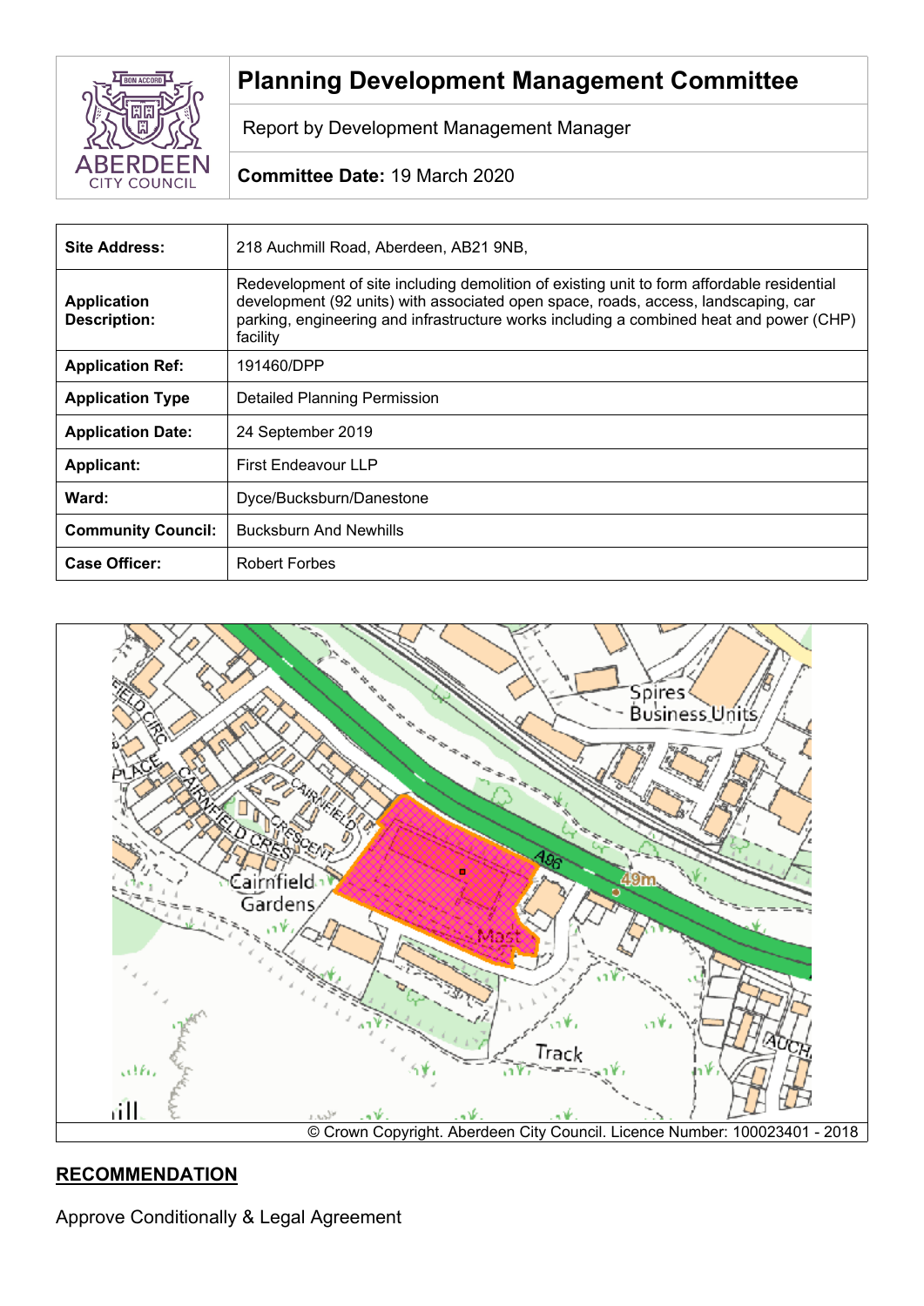# Planning Development Management Committee

Report by Development Management Manager

**Committee Date:** 19 March 2020

| **Site Address:** | 218 Auchmill Road, Aberdeen, AB21 9NB, |
|---|---|
| **Application Description:** | Redevelopment of site including demolition of existing unit to form affordable residential development (92 units) with associated open space, roads, access, landscaping, car parking, engineering and infrastructure works including a combined heat and power (CHP) facility |
| **Application Ref:** | 191460/DPP |
| **Application Type** | Detailed Planning Permission |
| **Application Date:** | 24 September 2019 |
| **Applicant:** | First Endeavour LLP |
| **Ward:** | Dyce/Bucksburn/Danestone |
| **Community Council:** | Bucksburn And Newhills |
| **Case Officer:** | Robert Forbes |

© Crown Copyright. Aberdeen City Council. Licence Number: 100023401 - 2018

## RECOMMENDATION

Approve Conditionally & Legal Agreement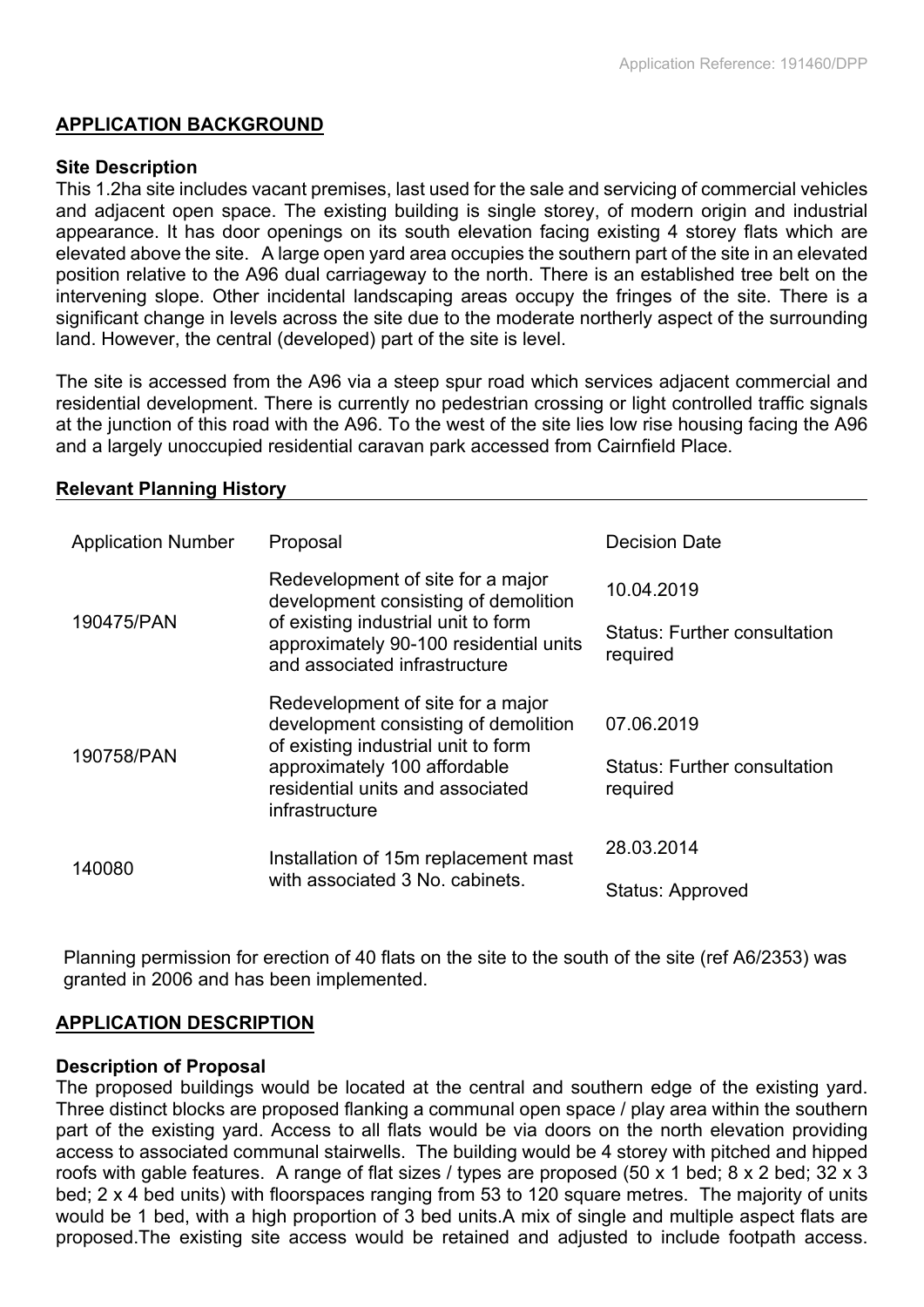## APPLICATION BACKGROUND

### Site Description

This 1.2ha site includes vacant premises, last used for the sale and servicing of commercial vehicles and adjacent open space. The existing building is single storey, of modern origin and industrial appearance. It has door openings on its south elevation facing existing 4 storey flats which are elevated above the site. A large open yard area occupies the southern part of the site in an elevated position relative to the A96 dual carriageway to the north. There is an established tree belt on the intervening slope. Other incidental landscaping areas occupy the fringes of the site. There is a significant change in levels across the site due to the moderate northerly aspect of the surrounding land. However, the central (developed) part of the site is level.

The site is accessed from the A96 via a steep spur road which services adjacent commercial and residential development. There is currently no pedestrian crossing or light controlled traffic signals at the junction of this road with the A96. To the west of the site lies low rise housing facing the A96 and a largely unoccupied residential caravan park accessed from Cairnfield Place.

### Relevant Planning History

| Application Number | Proposal | Decision Date |
|---|---|---|
| 190475/PAN | Redevelopment of site for a major development consisting of demolition of existing industrial unit to form approximately 90-100 residential units and associated infrastructure | 10.04.2019<br>Status: Further consultation required |
| 190758/PAN | Redevelopment of site for a major development consisting of demolition of existing industrial unit to form approximately 100 affordable residential units and associated infrastructure | 07.06.2019<br>Status: Further consultation required |
| 140080 | Installation of 15m replacement mast with associated 3 No. cabinets. | 28.03.2014<br>Status: Approved |

Planning permission for erection of 40 flats on the site to the south of the site (ref A6/2353) was granted in 2006 and has been implemented.

## APPLICATION DESCRIPTION

### Description of Proposal

The proposed buildings would be located at the central and southern edge of the existing yard. Three distinct blocks are proposed flanking a communal open space / play area within the southern part of the existing yard. Access to all flats would be via doors on the north elevation providing access to associated communal stairwells. The building would be 4 storey with pitched and hipped roofs with gable features. A range of flat sizes / types are proposed (50 x 1 bed; 8 x 2 bed; 32 x 3 bed; 2 x 4 bed units) with floorspaces ranging from 53 to 120 square metres. The majority of units would be 1 bed, with a high proportion of 3 bed units.A mix of single and multiple aspect flats are proposed.The existing site access would be retained and adjusted to include footpath access.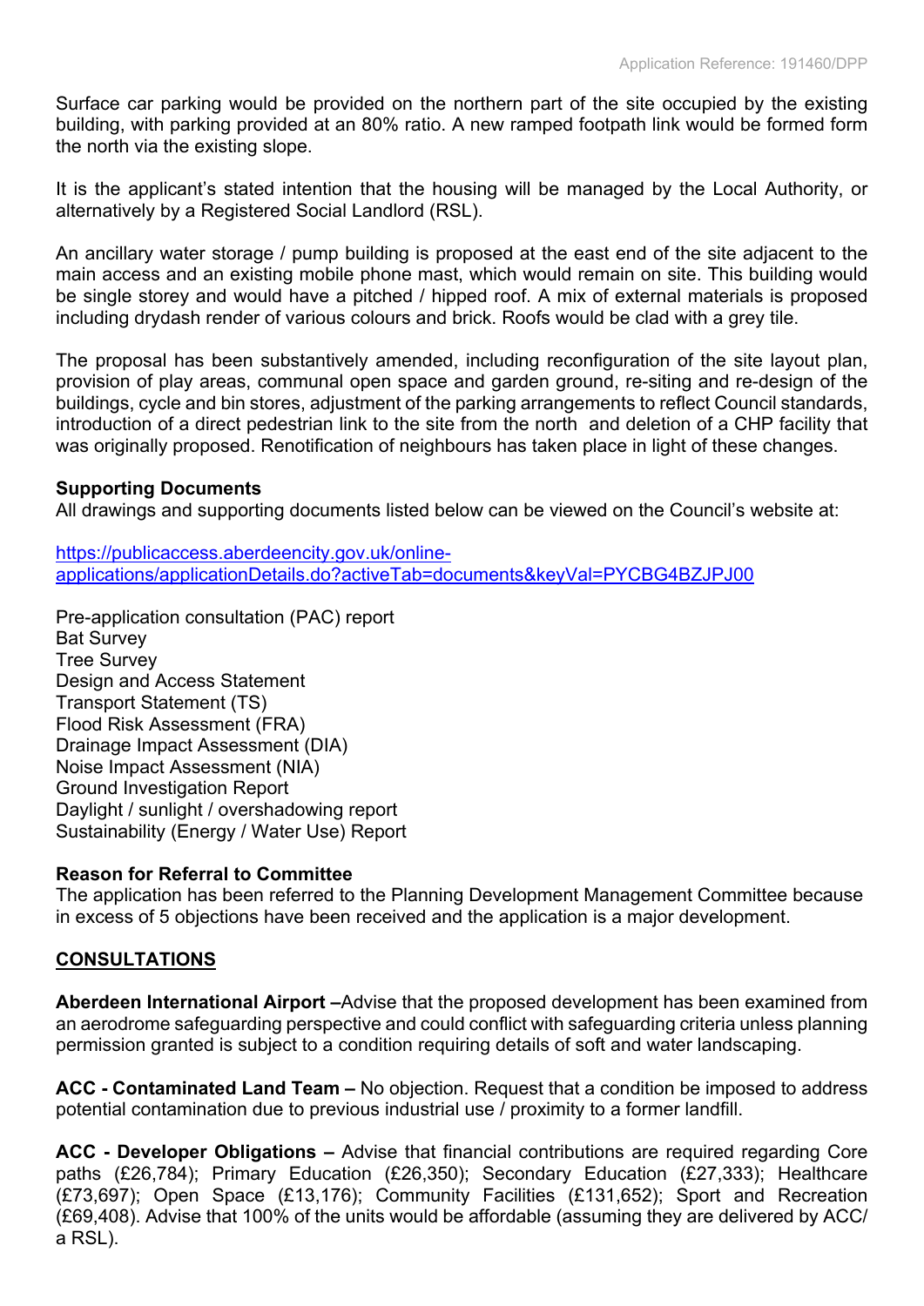Surface car parking would be provided on the northern part of the site occupied by the existing building, with parking provided at an 80% ratio. A new ramped footpath link would be formed form the north via the existing slope.

It is the applicant's stated intention that the housing will be managed by the Local Authority, or alternatively by a Registered Social Landlord (RSL).

An ancillary water storage / pump building is proposed at the east end of the site adjacent to the main access and an existing mobile phone mast, which would remain on site. This building would be single storey and would have a pitched / hipped roof. A mix of external materials is proposed including drydash render of various colours and brick. Roofs would be clad with a grey tile.

The proposal has been substantively amended, including reconfiguration of the site layout plan, provision of play areas, communal open space and garden ground, re-siting and re-design of the buildings, cycle and bin stores, adjustment of the parking arrangements to reflect Council standards, introduction of a direct pedestrian link to the site from the north and deletion of a CHP facility that was originally proposed. Renotification of neighbours has taken place in light of these changes.

**Supporting Documents**
All drawings and supporting documents listed below can be viewed on the Council's website at:

https://publicaccess.aberdeencity.gov.uk/online-applications/applicationDetails.do?activeTab=documents&keyVal=PYCBG4BZJPJ00

Pre-application consultation (PAC) report
Bat Survey
Tree Survey
Design and Access Statement
Transport Statement (TS)
Flood Risk Assessment (FRA)
Drainage Impact Assessment (DIA)
Noise Impact Assessment (NIA)
Ground Investigation Report
Daylight / sunlight / overshadowing report
Sustainability (Energy / Water Use) Report

**Reason for Referral to Committee**
The application has been referred to the Planning Development Management Committee because in excess of 5 objections have been received and the application is a major development.

## CONSULTATIONS

**Aberdeen International Airport –**Advise that the proposed development has been examined from an aerodrome safeguarding perspective and could conflict with safeguarding criteria unless planning permission granted is subject to a condition requiring details of soft and water landscaping.

**ACC - Contaminated Land Team –** No objection. Request that a condition be imposed to address potential contamination due to previous industrial use / proximity to a former landfill.

**ACC - Developer Obligations –** Advise that financial contributions are required regarding Core paths (£26,784); Primary Education (£26,350); Secondary Education (£27,333); Healthcare (£73,697); Open Space (£13,176); Community Facilities (£131,652); Sport and Recreation (£69,408). Advise that 100% of the units would be affordable (assuming they are delivered by ACC/ a RSL).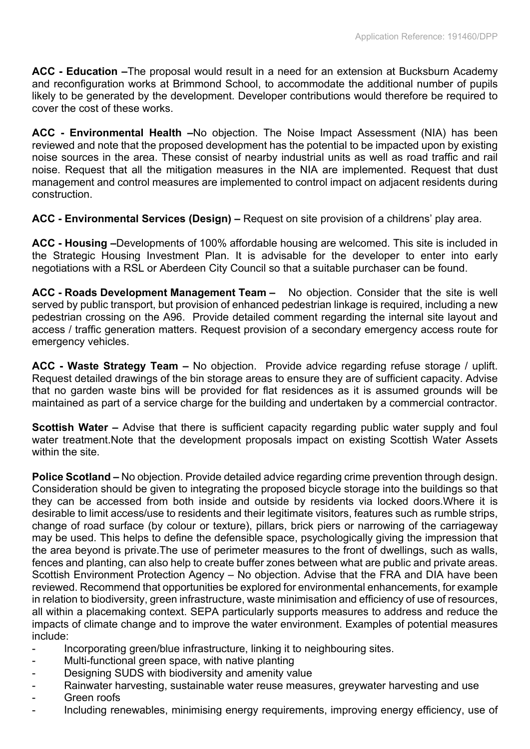**ACC - Education –**The proposal would result in a need for an extension at Bucksburn Academy and reconfiguration works at Brimmond School, to accommodate the additional number of pupils likely to be generated by the development. Developer contributions would therefore be required to cover the cost of these works.

**ACC - Environmental Health –**No objection. The Noise Impact Assessment (NIA) has been reviewed and note that the proposed development has the potential to be impacted upon by existing noise sources in the area. These consist of nearby industrial units as well as road traffic and rail noise. Request that all the mitigation measures in the NIA are implemented. Request that dust management and control measures are implemented to control impact on adjacent residents during construction.

**ACC - Environmental Services (Design) –** Request on site provision of a childrens' play area.

**ACC - Housing –**Developments of 100% affordable housing are welcomed. This site is included in the Strategic Housing Investment Plan. It is advisable for the developer to enter into early negotiations with a RSL or Aberdeen City Council so that a suitable purchaser can be found.

**ACC - Roads Development Management Team –** No objection. Consider that the site is well served by public transport, but provision of enhanced pedestrian linkage is required, including a new pedestrian crossing on the A96. Provide detailed comment regarding the internal site layout and access / traffic generation matters. Request provision of a secondary emergency access route for emergency vehicles.

**ACC - Waste Strategy Team –** No objection. Provide advice regarding refuse storage / uplift. Request detailed drawings of the bin storage areas to ensure they are of sufficient capacity. Advise that no garden waste bins will be provided for flat residences as it is assumed grounds will be maintained as part of a service charge for the building and undertaken by a commercial contractor.

**Scottish Water –** Advise that there is sufficient capacity regarding public water supply and foul water treatment.Note that the development proposals impact on existing Scottish Water Assets within the site.

**Police Scotland –** No objection. Provide detailed advice regarding crime prevention through design. Consideration should be given to integrating the proposed bicycle storage into the buildings so that they can be accessed from both inside and outside by residents via locked doors.Where it is desirable to limit access/use to residents and their legitimate visitors, features such as rumble strips, change of road surface (by colour or texture), pillars, brick piers or narrowing of the carriageway may be used. This helps to define the defensible space, psychologically giving the impression that the area beyond is private.The use of perimeter measures to the front of dwellings, such as walls, fences and planting, can also help to create buffer zones between what are public and private areas. Scottish Environment Protection Agency – No objection. Advise that the FRA and DIA have been reviewed. Recommend that opportunities be explored for environmental enhancements, for example in relation to biodiversity, green infrastructure, waste minimisation and efficiency of use of resources, all within a placemaking context. SEPA particularly supports measures to address and reduce the impacts of climate change and to improve the water environment. Examples of potential measures include:

- Incorporating green/blue infrastructure, linking it to neighbouring sites.
- Multi-functional green space, with native planting
- Designing SUDS with biodiversity and amenity value
- Rainwater harvesting, sustainable water reuse measures, greywater harvesting and use
- Green roofs
- Including renewables, minimising energy requirements, improving energy efficiency, use of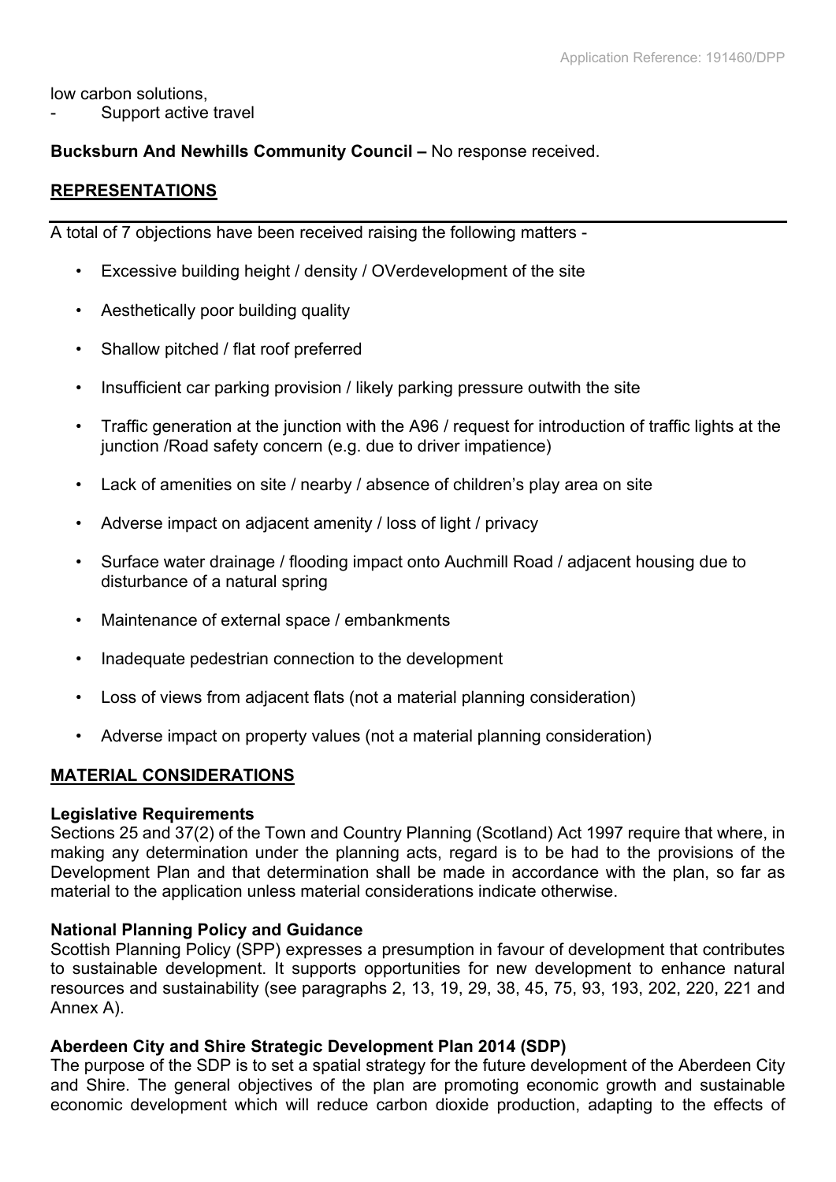low carbon solutions,
- Support active travel

**Bucksburn And Newhills Community Council –** No response received.

## REPRESENTATIONS

A total of 7 objections have been received raising the following matters -

- Excessive building height / density / OVerdevelopment of the site
- Aesthetically poor building quality
- Shallow pitched / flat roof preferred
- Insufficient car parking provision / likely parking pressure outwith the site
- Traffic generation at the junction with the A96 / request for introduction of traffic lights at the junction /Road safety concern (e.g. due to driver impatience)
- Lack of amenities on site / nearby / absence of children's play area on site
- Adverse impact on adjacent amenity / loss of light / privacy
- Surface water drainage / flooding impact onto Auchmill Road / adjacent housing due to disturbance of a natural spring
- Maintenance of external space / embankments
- Inadequate pedestrian connection to the development
- Loss of views from adjacent flats (not a material planning consideration)
- Adverse impact on property values (not a material planning consideration)

## MATERIAL CONSIDERATIONS

### Legislative Requirements

Sections 25 and 37(2) of the Town and Country Planning (Scotland) Act 1997 require that where, in making any determination under the planning acts, regard is to be had to the provisions of the Development Plan and that determination shall be made in accordance with the plan, so far as material to the application unless material considerations indicate otherwise.

### National Planning Policy and Guidance

Scottish Planning Policy (SPP) expresses a presumption in favour of development that contributes to sustainable development. It supports opportunities for new development to enhance natural resources and sustainability (see paragraphs 2, 13, 19, 29, 38, 45, 75, 93, 193, 202, 220, 221 and Annex A).

### Aberdeen City and Shire Strategic Development Plan 2014 (SDP)

The purpose of the SDP is to set a spatial strategy for the future development of the Aberdeen City and Shire. The general objectives of the plan are promoting economic growth and sustainable economic development which will reduce carbon dioxide production, adapting to the effects of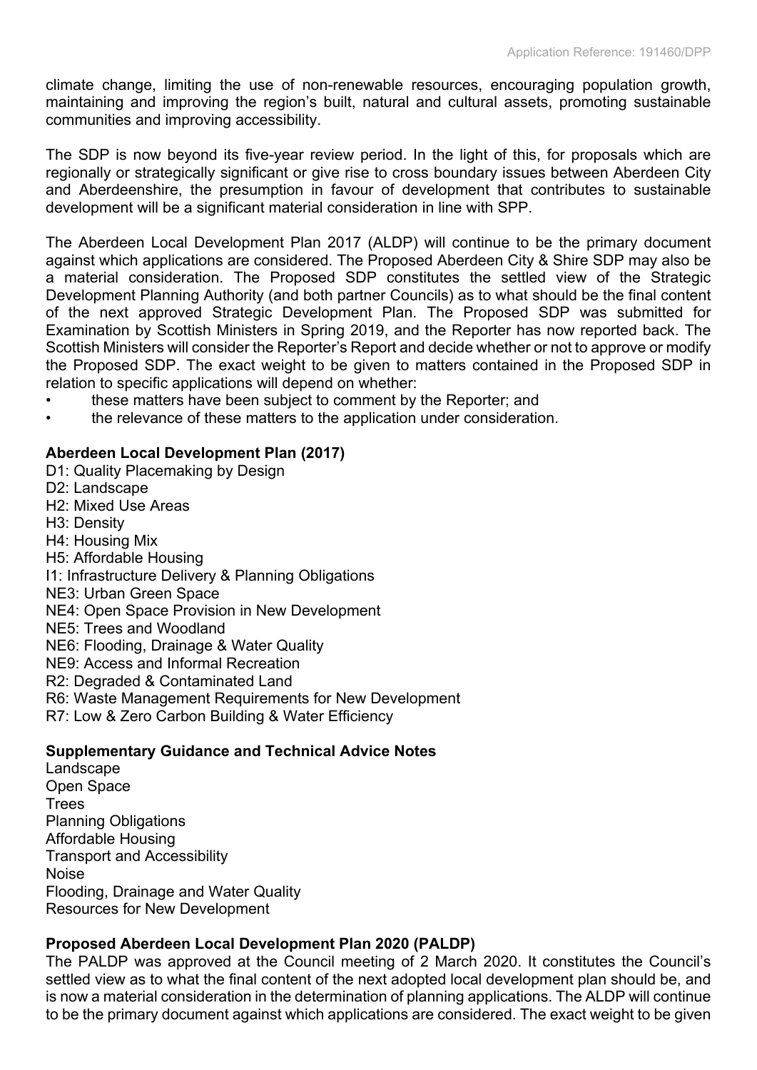climate change, limiting the use of non-renewable resources, encouraging population growth, maintaining and improving the region's built, natural and cultural assets, promoting sustainable communities and improving accessibility.

The SDP is now beyond its five-year review period. In the light of this, for proposals which are regionally or strategically significant or give rise to cross boundary issues between Aberdeen City and Aberdeenshire, the presumption in favour of development that contributes to sustainable development will be a significant material consideration in line with SPP.

The Aberdeen Local Development Plan 2017 (ALDP) will continue to be the primary document against which applications are considered. The Proposed Aberdeen City & Shire SDP may also be a material consideration. The Proposed SDP constitutes the settled view of the Strategic Development Planning Authority (and both partner Councils) as to what should be the final content of the next approved Strategic Development Plan. The Proposed SDP was submitted for Examination by Scottish Ministers in Spring 2019, and the Reporter has now reported back. The Scottish Ministers will consider the Reporter's Report and decide whether or not to approve or modify the Proposed SDP. The exact weight to be given to matters contained in the Proposed SDP in relation to specific applications will depend on whether:

- these matters have been subject to comment by the Reporter; and
- the relevance of these matters to the application under consideration.

**Aberdeen Local Development Plan (2017)**

D1: Quality Placemaking by Design
D2: Landscape
H2: Mixed Use Areas
H3: Density
H4: Housing Mix
H5: Affordable Housing
I1: Infrastructure Delivery & Planning Obligations
NE3: Urban Green Space
NE4: Open Space Provision in New Development
NE5: Trees and Woodland
NE6: Flooding, Drainage & Water Quality
NE9: Access and Informal Recreation
R2: Degraded & Contaminated Land
R6: Waste Management Requirements for New Development
R7: Low & Zero Carbon Building & Water Efficiency

**Supplementary Guidance and Technical Advice Notes**

Landscape
Open Space
Trees
Planning Obligations
Affordable Housing
Transport and Accessibility
Noise
Flooding, Drainage and Water Quality
Resources for New Development

**Proposed Aberdeen Local Development Plan 2020 (PALDP)**

The PALDP was approved at the Council meeting of 2 March 2020. It constitutes the Council's settled view as to what the final content of the next adopted local development plan should be, and is now a material consideration in the determination of planning applications. The ALDP will continue to be the primary document against which applications are considered. The exact weight to be given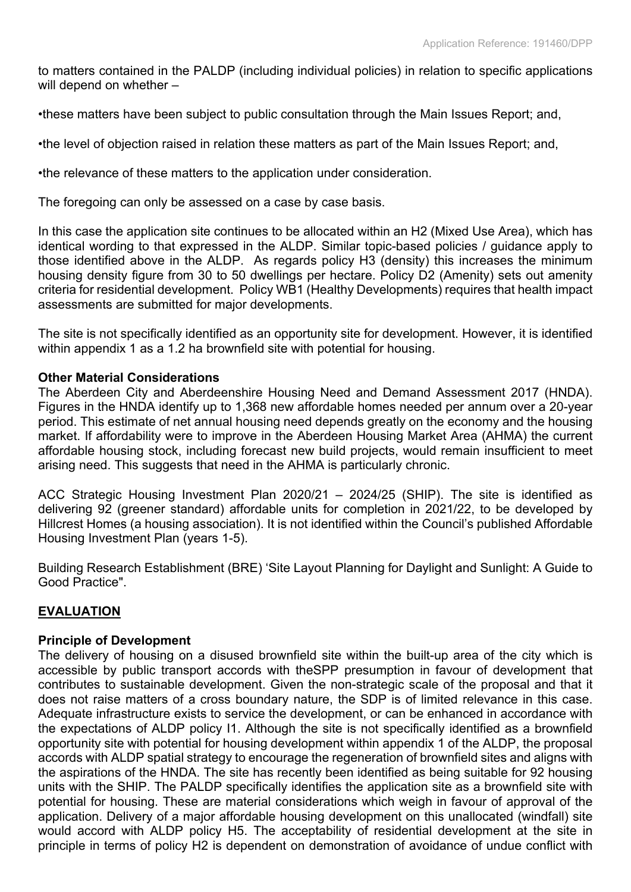to matters contained in the PALDP (including individual policies) in relation to specific applications will depend on whether –

•these matters have been subject to public consultation through the Main Issues Report; and,

•the level of objection raised in relation these matters as part of the Main Issues Report; and,

•the relevance of these matters to the application under consideration.

The foregoing can only be assessed on a case by case basis.

In this case the application site continues to be allocated within an H2 (Mixed Use Area), which has identical wording to that expressed in the ALDP. Similar topic-based policies / guidance apply to those identified above in the ALDP. As regards policy H3 (density) this increases the minimum housing density figure from 30 to 50 dwellings per hectare. Policy D2 (Amenity) sets out amenity criteria for residential development. Policy WB1 (Healthy Developments) requires that health impact assessments are submitted for major developments.

The site is not specifically identified as an opportunity site for development. However, it is identified within appendix 1 as a 1.2 ha brownfield site with potential for housing.

**Other Material Considerations**

The Aberdeen City and Aberdeenshire Housing Need and Demand Assessment 2017 (HNDA). Figures in the HNDA identify up to 1,368 new affordable homes needed per annum over a 20-year period. This estimate of net annual housing need depends greatly on the economy and the housing market. If affordability were to improve in the Aberdeen Housing Market Area (AHMA) the current affordable housing stock, including forecast new build projects, would remain insufficient to meet arising need. This suggests that need in the AHMA is particularly chronic.

ACC Strategic Housing Investment Plan 2020/21 – 2024/25 (SHIP). The site is identified as delivering 92 (greener standard) affordable units for completion in 2021/22, to be developed by Hillcrest Homes (a housing association). It is not identified within the Council's published Affordable Housing Investment Plan (years 1-5).

Building Research Establishment (BRE) 'Site Layout Planning for Daylight and Sunlight: A Guide to Good Practice".

## EVALUATION

**Principle of Development**

The delivery of housing on a disused brownfield site within the built-up area of the city which is accessible by public transport accords with theSPP presumption in favour of development that contributes to sustainable development. Given the non-strategic scale of the proposal and that it does not raise matters of a cross boundary nature, the SDP is of limited relevance in this case. Adequate infrastructure exists to service the development, or can be enhanced in accordance with the expectations of ALDP policy I1. Although the site is not specifically identified as a brownfield opportunity site with potential for housing development within appendix 1 of the ALDP, the proposal accords with ALDP spatial strategy to encourage the regeneration of brownfield sites and aligns with the aspirations of the HNDA. The site has recently been identified as being suitable for 92 housing units with the SHIP. The PALDP specifically identifies the application site as a brownfield site with potential for housing. These are material considerations which weigh in favour of approval of the application. Delivery of a major affordable housing development on this unallocated (windfall) site would accord with ALDP policy H5. The acceptability of residential development at the site in principle in terms of policy H2 is dependent on demonstration of avoidance of undue conflict with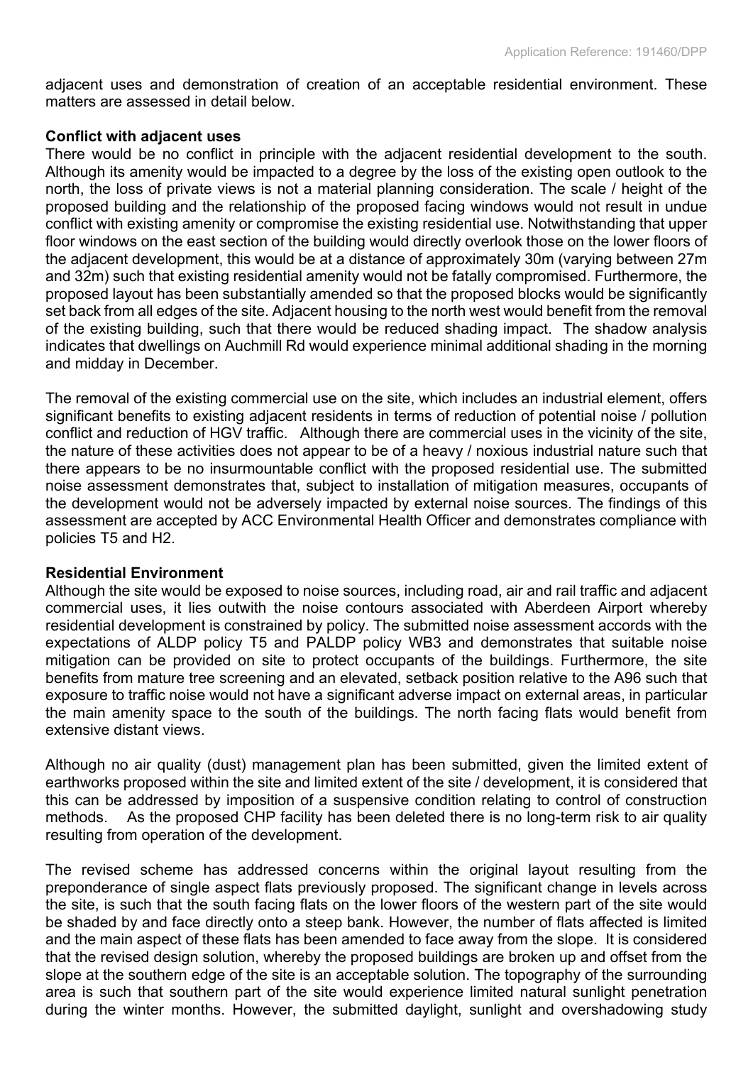adjacent uses and demonstration of creation of an acceptable residential environment. These matters are assessed in detail below.

**Conflict with adjacent uses**

There would be no conflict in principle with the adjacent residential development to the south. Although its amenity would be impacted to a degree by the loss of the existing open outlook to the north, the loss of private views is not a material planning consideration. The scale / height of the proposed building and the relationship of the proposed facing windows would not result in undue conflict with existing amenity or compromise the existing residential use. Notwithstanding that upper floor windows on the east section of the building would directly overlook those on the lower floors of the adjacent development, this would be at a distance of approximately 30m (varying between 27m and 32m) such that existing residential amenity would not be fatally compromised. Furthermore, the proposed layout has been substantially amended so that the proposed blocks would be significantly set back from all edges of the site. Adjacent housing to the north west would benefit from the removal of the existing building, such that there would be reduced shading impact. The shadow analysis indicates that dwellings on Auchmill Rd would experience minimal additional shading in the morning and midday in December.

The removal of the existing commercial use on the site, which includes an industrial element, offers significant benefits to existing adjacent residents in terms of reduction of potential noise / pollution conflict and reduction of HGV traffic. Although there are commercial uses in the vicinity of the site, the nature of these activities does not appear to be of a heavy / noxious industrial nature such that there appears to be no insurmountable conflict with the proposed residential use. The submitted noise assessment demonstrates that, subject to installation of mitigation measures, occupants of the development would not be adversely impacted by external noise sources. The findings of this assessment are accepted by ACC Environmental Health Officer and demonstrates compliance with policies T5 and H2.

**Residential Environment**

Although the site would be exposed to noise sources, including road, air and rail traffic and adjacent commercial uses, it lies outwith the noise contours associated with Aberdeen Airport whereby residential development is constrained by policy. The submitted noise assessment accords with the expectations of ALDP policy T5 and PALDP policy WB3 and demonstrates that suitable noise mitigation can be provided on site to protect occupants of the buildings. Furthermore, the site benefits from mature tree screening and an elevated, setback position relative to the A96 such that exposure to traffic noise would not have a significant adverse impact on external areas, in particular the main amenity space to the south of the buildings. The north facing flats would benefit from extensive distant views.

Although no air quality (dust) management plan has been submitted, given the limited extent of earthworks proposed within the site and limited extent of the site / development, it is considered that this can be addressed by imposition of a suspensive condition relating to control of construction methods. As the proposed CHP facility has been deleted there is no long-term risk to air quality resulting from operation of the development.

The revised scheme has addressed concerns within the original layout resulting from the preponderance of single aspect flats previously proposed. The significant change in levels across the site, is such that the south facing flats on the lower floors of the western part of the site would be shaded by and face directly onto a steep bank. However, the number of flats affected is limited and the main aspect of these flats has been amended to face away from the slope. It is considered that the revised design solution, whereby the proposed buildings are broken up and offset from the slope at the southern edge of the site is an acceptable solution. The topography of the surrounding area is such that southern part of the site would experience limited natural sunlight penetration during the winter months. However, the submitted daylight, sunlight and overshadowing study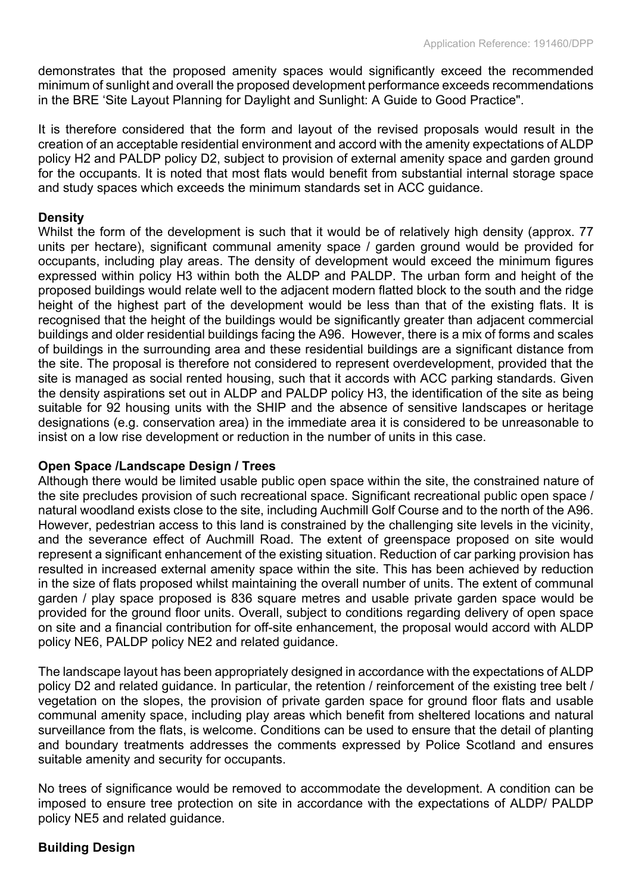demonstrates that the proposed amenity spaces would significantly exceed the recommended minimum of sunlight and overall the proposed development performance exceeds recommendations in the BRE 'Site Layout Planning for Daylight and Sunlight: A Guide to Good Practice".

It is therefore considered that the form and layout of the revised proposals would result in the creation of an acceptable residential environment and accord with the amenity expectations of ALDP policy H2 and PALDP policy D2, subject to provision of external amenity space and garden ground for the occupants. It is noted that most flats would benefit from substantial internal storage space and study spaces which exceeds the minimum standards set in ACC guidance.

**Density**

Whilst the form of the development is such that it would be of relatively high density (approx. 77 units per hectare), significant communal amenity space / garden ground would be provided for occupants, including play areas. The density of development would exceed the minimum figures expressed within policy H3 within both the ALDP and PALDP. The urban form and height of the proposed buildings would relate well to the adjacent modern flatted block to the south and the ridge height of the highest part of the development would be less than that of the existing flats. It is recognised that the height of the buildings would be significantly greater than adjacent commercial buildings and older residential buildings facing the A96. However, there is a mix of forms and scales of buildings in the surrounding area and these residential buildings are a significant distance from the site. The proposal is therefore not considered to represent overdevelopment, provided that the site is managed as social rented housing, such that it accords with ACC parking standards. Given the density aspirations set out in ALDP and PALDP policy H3, the identification of the site as being suitable for 92 housing units with the SHIP and the absence of sensitive landscapes or heritage designations (e.g. conservation area) in the immediate area it is considered to be unreasonable to insist on a low rise development or reduction in the number of units in this case.

**Open Space /Landscape Design / Trees**

Although there would be limited usable public open space within the site, the constrained nature of the site precludes provision of such recreational space. Significant recreational public open space / natural woodland exists close to the site, including Auchmill Golf Course and to the north of the A96. However, pedestrian access to this land is constrained by the challenging site levels in the vicinity, and the severance effect of Auchmill Road. The extent of greenspace proposed on site would represent a significant enhancement of the existing situation. Reduction of car parking provision has resulted in increased external amenity space within the site. This has been achieved by reduction in the size of flats proposed whilst maintaining the overall number of units. The extent of communal garden / play space proposed is 836 square metres and usable private garden space would be provided for the ground floor units. Overall, subject to conditions regarding delivery of open space on site and a financial contribution for off-site enhancement, the proposal would accord with ALDP policy NE6, PALDP policy NE2 and related guidance.

The landscape layout has been appropriately designed in accordance with the expectations of ALDP policy D2 and related guidance. In particular, the retention / reinforcement of the existing tree belt / vegetation on the slopes, the provision of private garden space for ground floor flats and usable communal amenity space, including play areas which benefit from sheltered locations and natural surveillance from the flats, is welcome. Conditions can be used to ensure that the detail of planting and boundary treatments addresses the comments expressed by Police Scotland and ensures suitable amenity and security for occupants.

No trees of significance would be removed to accommodate the development. A condition can be imposed to ensure tree protection on site in accordance with the expectations of ALDP/ PALDP policy NE5 and related guidance.

**Building Design**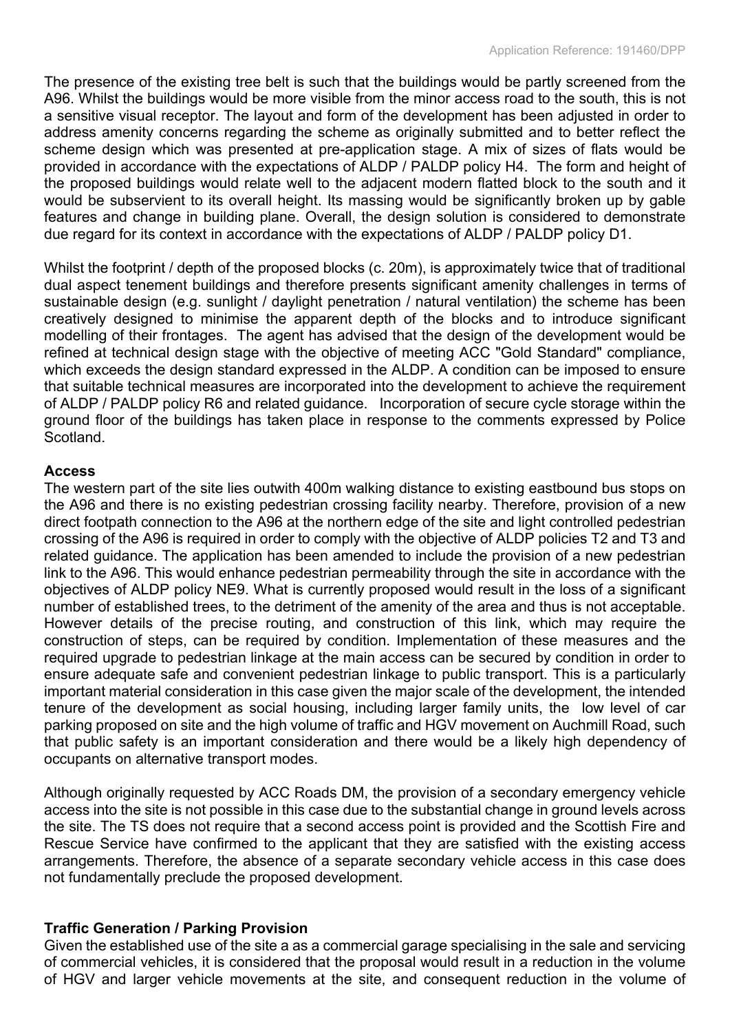The presence of the existing tree belt is such that the buildings would be partly screened from the A96. Whilst the buildings would be more visible from the minor access road to the south, this is not a sensitive visual receptor. The layout and form of the development has been adjusted in order to address amenity concerns regarding the scheme as originally submitted and to better reflect the scheme design which was presented at pre-application stage. A mix of sizes of flats would be provided in accordance with the expectations of ALDP / PALDP policy H4. The form and height of the proposed buildings would relate well to the adjacent modern flatted block to the south and it would be subservient to its overall height. Its massing would be significantly broken up by gable features and change in building plane. Overall, the design solution is considered to demonstrate due regard for its context in accordance with the expectations of ALDP / PALDP policy D1.

Whilst the footprint / depth of the proposed blocks (c. 20m), is approximately twice that of traditional dual aspect tenement buildings and therefore presents significant amenity challenges in terms of sustainable design (e.g. sunlight / daylight penetration / natural ventilation) the scheme has been creatively designed to minimise the apparent depth of the blocks and to introduce significant modelling of their frontages. The agent has advised that the design of the development would be refined at technical design stage with the objective of meeting ACC "Gold Standard" compliance, which exceeds the design standard expressed in the ALDP. A condition can be imposed to ensure that suitable technical measures are incorporated into the development to achieve the requirement of ALDP / PALDP policy R6 and related guidance. Incorporation of secure cycle storage within the ground floor of the buildings has taken place in response to the comments expressed by Police Scotland.

**Access**

The western part of the site lies outwith 400m walking distance to existing eastbound bus stops on the A96 and there is no existing pedestrian crossing facility nearby. Therefore, provision of a new direct footpath connection to the A96 at the northern edge of the site and light controlled pedestrian crossing of the A96 is required in order to comply with the objective of ALDP policies T2 and T3 and related guidance. The application has been amended to include the provision of a new pedestrian link to the A96. This would enhance pedestrian permeability through the site in accordance with the objectives of ALDP policy NE9. What is currently proposed would result in the loss of a significant number of established trees, to the detriment of the amenity of the area and thus is not acceptable. However details of the precise routing, and construction of this link, which may require the construction of steps, can be required by condition. Implementation of these measures and the required upgrade to pedestrian linkage at the main access can be secured by condition in order to ensure adequate safe and convenient pedestrian linkage to public transport. This is a particularly important material consideration in this case given the major scale of the development, the intended tenure of the development as social housing, including larger family units, the low level of car parking proposed on site and the high volume of traffic and HGV movement on Auchmill Road, such that public safety is an important consideration and there would be a likely high dependency of occupants on alternative transport modes.

Although originally requested by ACC Roads DM, the provision of a secondary emergency vehicle access into the site is not possible in this case due to the substantial change in ground levels across the site. The TS does not require that a second access point is provided and the Scottish Fire and Rescue Service have confirmed to the applicant that they are satisfied with the existing access arrangements. Therefore, the absence of a separate secondary vehicle access in this case does not fundamentally preclude the proposed development.

**Traffic Generation / Parking Provision**

Given the established use of the site a as a commercial garage specialising in the sale and servicing of commercial vehicles, it is considered that the proposal would result in a reduction in the volume of HGV and larger vehicle movements at the site, and consequent reduction in the volume of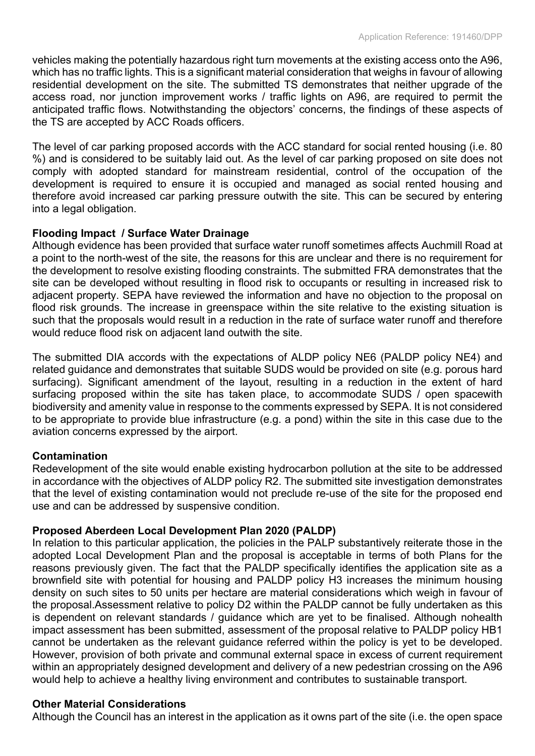vehicles making the potentially hazardous right turn movements at the existing access onto the A96, which has no traffic lights. This is a significant material consideration that weighs in favour of allowing residential development on the site. The submitted TS demonstrates that neither upgrade of the access road, nor junction improvement works / traffic lights on A96, are required to permit the anticipated traffic flows. Notwithstanding the objectors' concerns, the findings of these aspects of the TS are accepted by ACC Roads officers.

The level of car parking proposed accords with the ACC standard for social rented housing (i.e. 80 %) and is considered to be suitably laid out. As the level of car parking proposed on site does not comply with adopted standard for mainstream residential, control of the occupation of the development is required to ensure it is occupied and managed as social rented housing and therefore avoid increased car parking pressure outwith the site. This can be secured by entering into a legal obligation.

**Flooding Impact / Surface Water Drainage**
Although evidence has been provided that surface water runoff sometimes affects Auchmill Road at a point to the north-west of the site, the reasons for this are unclear and there is no requirement for the development to resolve existing flooding constraints. The submitted FRA demonstrates that the site can be developed without resulting in flood risk to occupants or resulting in increased risk to adjacent property. SEPA have reviewed the information and have no objection to the proposal on flood risk grounds. The increase in greenspace within the site relative to the existing situation is such that the proposals would result in a reduction in the rate of surface water runoff and therefore would reduce flood risk on adjacent land outwith the site.

The submitted DIA accords with the expectations of ALDP policy NE6 (PALDP policy NE4) and related guidance and demonstrates that suitable SUDS would be provided on site (e.g. porous hard surfacing). Significant amendment of the layout, resulting in a reduction in the extent of hard surfacing proposed within the site has taken place, to accommodate SUDS / open spacewith biodiversity and amenity value in response to the comments expressed by SEPA. It is not considered to be appropriate to provide blue infrastructure (e.g. a pond) within the site in this case due to the aviation concerns expressed by the airport.

**Contamination**
Redevelopment of the site would enable existing hydrocarbon pollution at the site to be addressed in accordance with the objectives of ALDP policy R2. The submitted site investigation demonstrates that the level of existing contamination would not preclude re-use of the site for the proposed end use and can be addressed by suspensive condition.

**Proposed Aberdeen Local Development Plan 2020 (PALDP)**
In relation to this particular application, the policies in the PALP substantively reiterate those in the adopted Local Development Plan and the proposal is acceptable in terms of both Plans for the reasons previously given. The fact that the PALDP specifically identifies the application site as a brownfield site with potential for housing and PALDP policy H3 increases the minimum housing density on such sites to 50 units per hectare are material considerations which weigh in favour of the proposal.Assessment relative to policy D2 within the PALDP cannot be fully undertaken as this is dependent on relevant standards / guidance which are yet to be finalised. Although nohealth impact assessment has been submitted, assessment of the proposal relative to PALDP policy HB1 cannot be undertaken as the relevant guidance referred within the policy is yet to be developed. However, provision of both private and communal external space in excess of current requirement within an appropriately designed development and delivery of a new pedestrian crossing on the A96 would help to achieve a healthy living environment and contributes to sustainable transport.

**Other Material Considerations**
Although the Council has an interest in the application as it owns part of the site (i.e. the open space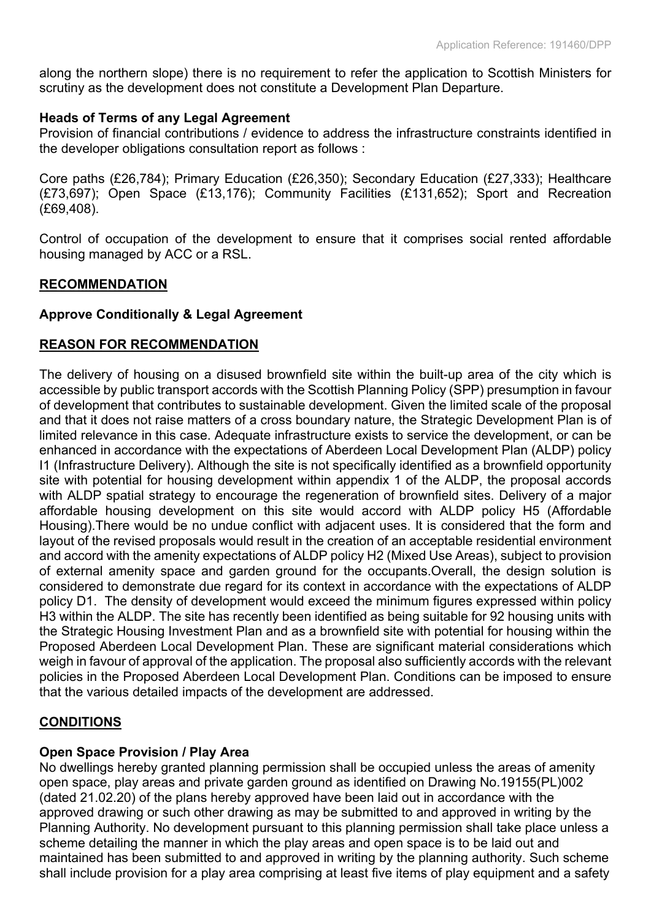along the northern slope) there is no requirement to refer the application to Scottish Ministers for scrutiny as the development does not constitute a Development Plan Departure.

**Heads of Terms of any Legal Agreement**

Provision of financial contributions / evidence to address the infrastructure constraints identified in the developer obligations consultation report as follows :

Core paths (£26,784); Primary Education (£26,350); Secondary Education (£27,333); Healthcare (£73,697); Open Space (£13,176); Community Facilities (£131,652); Sport and Recreation (£69,408).

Control of occupation of the development to ensure that it comprises social rented affordable housing managed by ACC or a RSL.

## RECOMMENDATION

**Approve Conditionally & Legal Agreement**

## REASON FOR RECOMMENDATION

The delivery of housing on a disused brownfield site within the built-up area of the city which is accessible by public transport accords with the Scottish Planning Policy (SPP) presumption in favour of development that contributes to sustainable development. Given the limited scale of the proposal and that it does not raise matters of a cross boundary nature, the Strategic Development Plan is of limited relevance in this case. Adequate infrastructure exists to service the development, or can be enhanced in accordance with the expectations of Aberdeen Local Development Plan (ALDP) policy I1 (Infrastructure Delivery). Although the site is not specifically identified as a brownfield opportunity site with potential for housing development within appendix 1 of the ALDP, the proposal accords with ALDP spatial strategy to encourage the regeneration of brownfield sites. Delivery of a major affordable housing development on this site would accord with ALDP policy H5 (Affordable Housing).There would be no undue conflict with adjacent uses. It is considered that the form and layout of the revised proposals would result in the creation of an acceptable residential environment and accord with the amenity expectations of ALDP policy H2 (Mixed Use Areas), subject to provision of external amenity space and garden ground for the occupants.Overall, the design solution is considered to demonstrate due regard for its context in accordance with the expectations of ALDP policy D1. The density of development would exceed the minimum figures expressed within policy H3 within the ALDP. The site has recently been identified as being suitable for 92 housing units with the Strategic Housing Investment Plan and as a brownfield site with potential for housing within the Proposed Aberdeen Local Development Plan. These are significant material considerations which weigh in favour of approval of the application. The proposal also sufficiently accords with the relevant policies in the Proposed Aberdeen Local Development Plan. Conditions can be imposed to ensure that the various detailed impacts of the development are addressed.

## CONDITIONS

**Open Space Provision / Play Area**

No dwellings hereby granted planning permission shall be occupied unless the areas of amenity open space, play areas and private garden ground as identified on Drawing No.19155(PL)002 (dated 21.02.20) of the plans hereby approved have been laid out in accordance with the approved drawing or such other drawing as may be submitted to and approved in writing by the Planning Authority. No development pursuant to this planning permission shall take place unless a scheme detailing the manner in which the play areas and open space is to be laid out and maintained has been submitted to and approved in writing by the planning authority. Such scheme shall include provision for a play area comprising at least five items of play equipment and a safety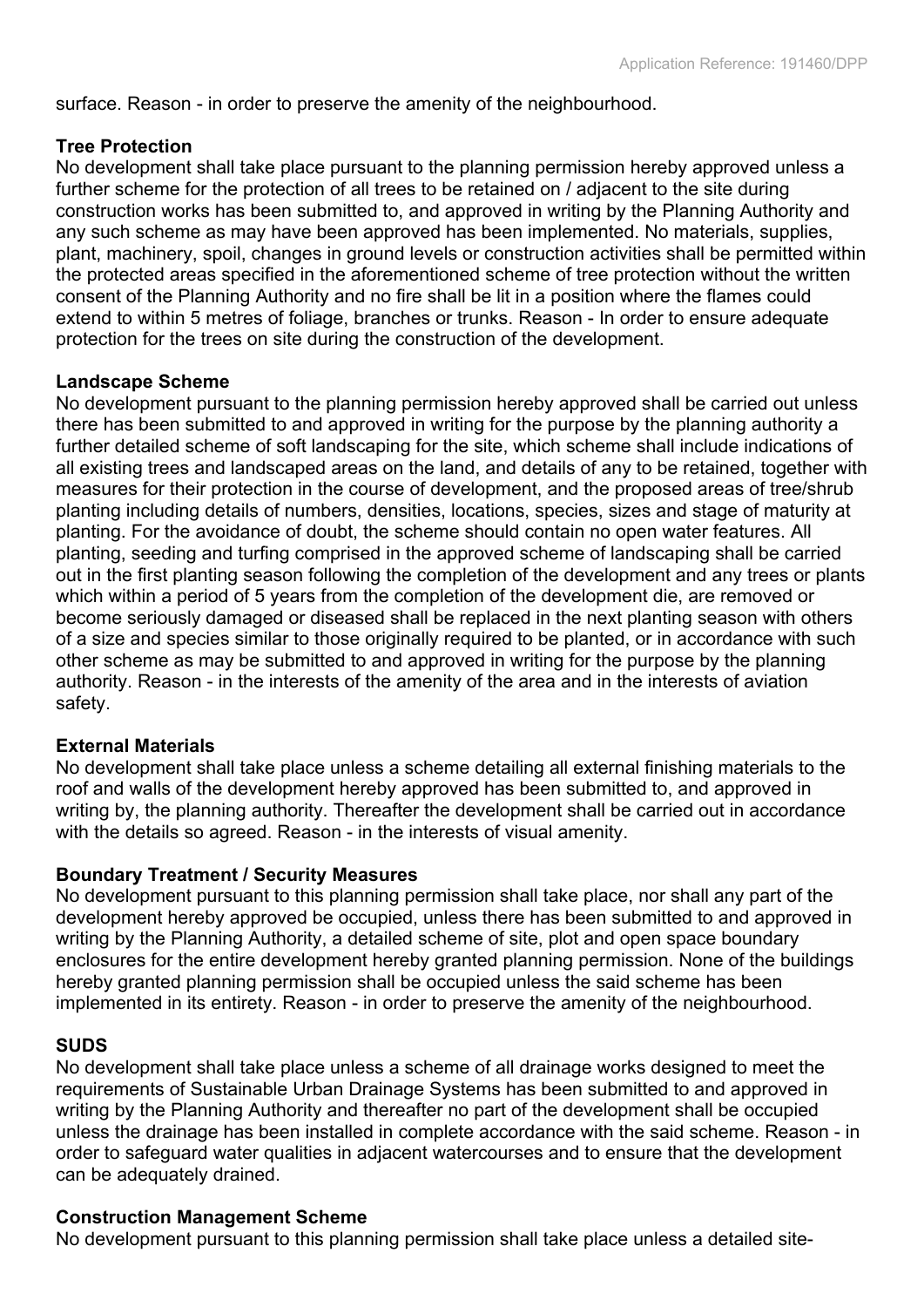surface. Reason - in order to preserve the amenity of the neighbourhood.

**Tree Protection**

No development shall take place pursuant to the planning permission hereby approved unless a further scheme for the protection of all trees to be retained on / adjacent to the site during construction works has been submitted to, and approved in writing by the Planning Authority and any such scheme as may have been approved has been implemented. No materials, supplies, plant, machinery, spoil, changes in ground levels or construction activities shall be permitted within the protected areas specified in the aforementioned scheme of tree protection without the written consent of the Planning Authority and no fire shall be lit in a position where the flames could extend to within 5 metres of foliage, branches or trunks. Reason - In order to ensure adequate protection for the trees on site during the construction of the development.

**Landscape Scheme**

No development pursuant to the planning permission hereby approved shall be carried out unless there has been submitted to and approved in writing for the purpose by the planning authority a further detailed scheme of soft landscaping for the site, which scheme shall include indications of all existing trees and landscaped areas on the land, and details of any to be retained, together with measures for their protection in the course of development, and the proposed areas of tree/shrub planting including details of numbers, densities, locations, species, sizes and stage of maturity at planting. For the avoidance of doubt, the scheme should contain no open water features. All planting, seeding and turfing comprised in the approved scheme of landscaping shall be carried out in the first planting season following the completion of the development and any trees or plants which within a period of 5 years from the completion of the development die, are removed or become seriously damaged or diseased shall be replaced in the next planting season with others of a size and species similar to those originally required to be planted, or in accordance with such other scheme as may be submitted to and approved in writing for the purpose by the planning authority. Reason - in the interests of the amenity of the area and in the interests of aviation safety.

**External Materials**

No development shall take place unless a scheme detailing all external finishing materials to the roof and walls of the development hereby approved has been submitted to, and approved in writing, by the planning authority. Thereafter the development shall be carried out in accordance with the details so agreed. Reason - in the interests of visual amenity.

**Boundary Treatment / Security Measures**

No development pursuant to this planning permission shall take place, nor shall any part of the development hereby approved be occupied, unless there has been submitted to and approved in writing by the Planning Authority, a detailed scheme of site, plot and open space boundary enclosures for the entire development hereby granted planning permission. None of the buildings hereby granted planning permission shall be occupied unless the said scheme has been implemented in its entirety. Reason - in order to preserve the amenity of the neighbourhood.

**SUDS**

No development shall take place unless a scheme of all drainage works designed to meet the requirements of Sustainable Urban Drainage Systems has been submitted to and approved in writing by the Planning Authority and thereafter no part of the development shall be occupied unless the drainage has been installed in complete accordance with the said scheme. Reason - in order to safeguard water qualities in adjacent watercourses and to ensure that the development can be adequately drained.

**Construction Management Scheme**

No development pursuant to this planning permission shall take place unless a detailed site-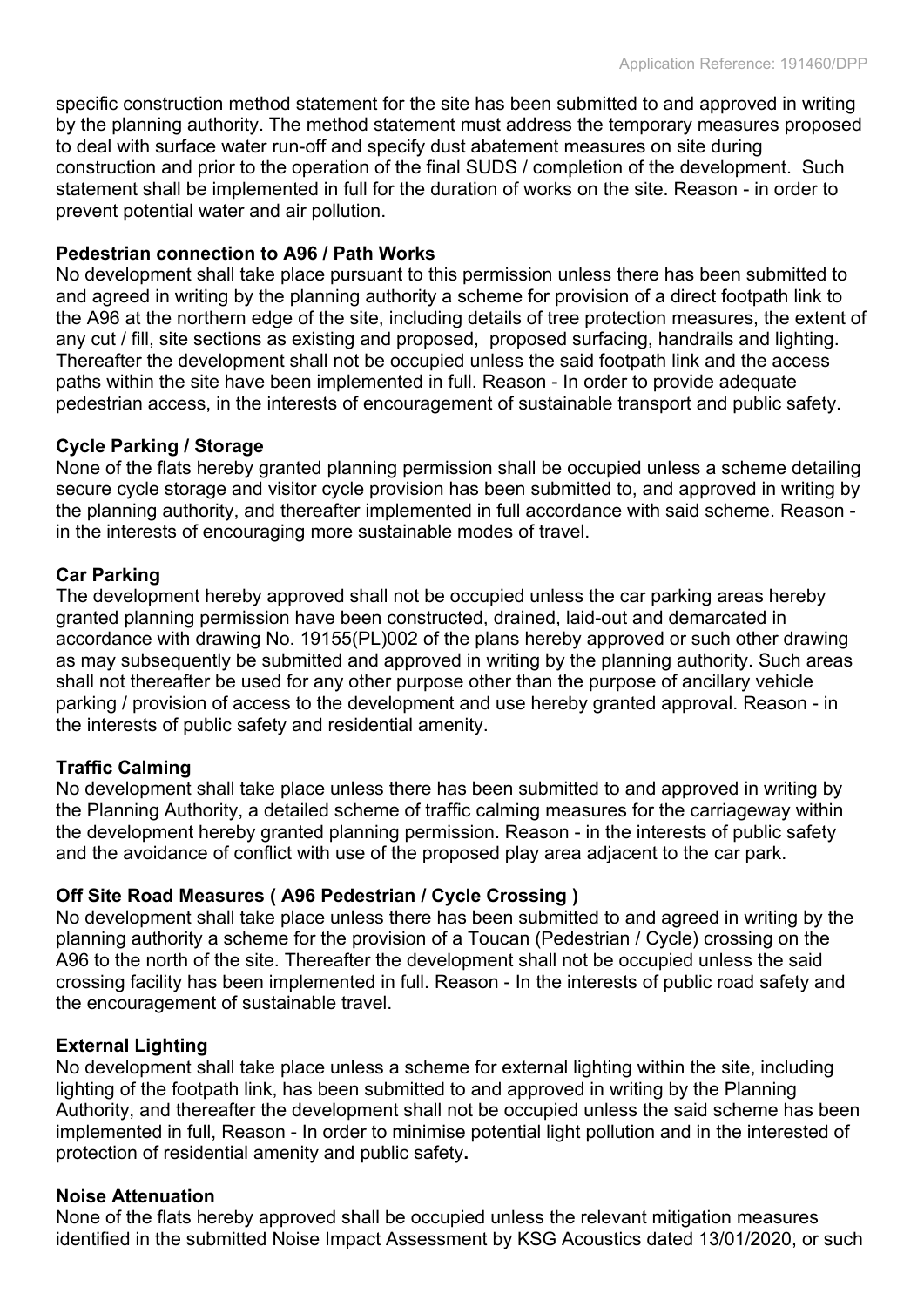specific construction method statement for the site has been submitted to and approved in writing by the planning authority. The method statement must address the temporary measures proposed to deal with surface water run-off and specify dust abatement measures on site during construction and prior to the operation of the final SUDS / completion of the development. Such statement shall be implemented in full for the duration of works on the site. Reason - in order to prevent potential water and air pollution.

**Pedestrian connection to A96 / Path Works**

No development shall take place pursuant to this permission unless there has been submitted to and agreed in writing by the planning authority a scheme for provision of a direct footpath link to the A96 at the northern edge of the site, including details of tree protection measures, the extent of any cut / fill, site sections as existing and proposed, proposed surfacing, handrails and lighting. Thereafter the development shall not be occupied unless the said footpath link and the access paths within the site have been implemented in full. Reason - In order to provide adequate pedestrian access, in the interests of encouragement of sustainable transport and public safety.

**Cycle Parking / Storage**

None of the flats hereby granted planning permission shall be occupied unless a scheme detailing secure cycle storage and visitor cycle provision has been submitted to, and approved in writing by the planning authority, and thereafter implemented in full accordance with said scheme. Reason - in the interests of encouraging more sustainable modes of travel.

**Car Parking**

The development hereby approved shall not be occupied unless the car parking areas hereby granted planning permission have been constructed, drained, laid-out and demarcated in accordance with drawing No. 19155(PL)002 of the plans hereby approved or such other drawing as may subsequently be submitted and approved in writing by the planning authority. Such areas shall not thereafter be used for any other purpose other than the purpose of ancillary vehicle parking / provision of access to the development and use hereby granted approval. Reason - in the interests of public safety and residential amenity.

**Traffic Calming**

No development shall take place unless there has been submitted to and approved in writing by the Planning Authority, a detailed scheme of traffic calming measures for the carriageway within the development hereby granted planning permission. Reason - in the interests of public safety and the avoidance of conflict with use of the proposed play area adjacent to the car park.

**Off Site Road Measures ( A96 Pedestrian / Cycle Crossing )**

No development shall take place unless there has been submitted to and agreed in writing by the planning authority a scheme for the provision of a Toucan (Pedestrian / Cycle) crossing on the A96 to the north of the site. Thereafter the development shall not be occupied unless the said crossing facility has been implemented in full. Reason - In the interests of public road safety and the encouragement of sustainable travel.

**External Lighting**

No development shall take place unless a scheme for external lighting within the site, including lighting of the footpath link, has been submitted to and approved in writing by the Planning Authority, and thereafter the development shall not be occupied unless the said scheme has been implemented in full, Reason - In order to minimise potential light pollution and in the interested of protection of residential amenity and public safety.

**Noise Attenuation**

None of the flats hereby approved shall be occupied unless the relevant mitigation measures identified in the submitted Noise Impact Assessment by KSG Acoustics dated 13/01/2020, or such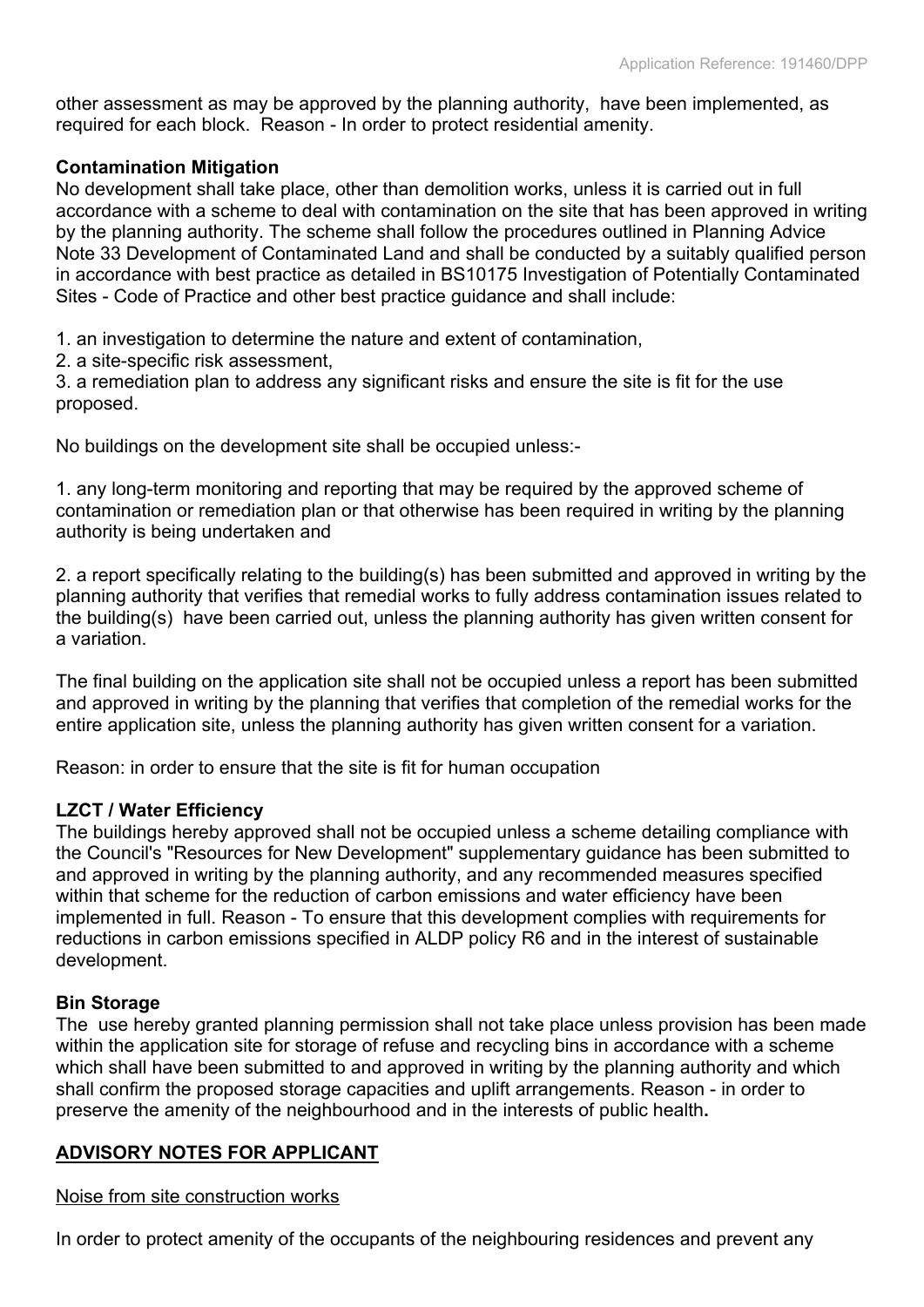other assessment as may be approved by the planning authority, have been implemented, as required for each block. Reason - In order to protect residential amenity.

**Contamination Mitigation**
No development shall take place, other than demolition works, unless it is carried out in full accordance with a scheme to deal with contamination on the site that has been approved in writing by the planning authority. The scheme shall follow the procedures outlined in Planning Advice Note 33 Development of Contaminated Land and shall be conducted by a suitably qualified person in accordance with best practice as detailed in BS10175 Investigation of Potentially Contaminated Sites - Code of Practice and other best practice guidance and shall include:

1. an investigation to determine the nature and extent of contamination,
2. a site-specific risk assessment,
3. a remediation plan to address any significant risks and ensure the site is fit for the use proposed.

No buildings on the development site shall be occupied unless:-

1. any long-term monitoring and reporting that may be required by the approved scheme of contamination or remediation plan or that otherwise has been required in writing by the planning authority is being undertaken and

2. a report specifically relating to the building(s) has been submitted and approved in writing by the planning authority that verifies that remedial works to fully address contamination issues related to the building(s) have been carried out, unless the planning authority has given written consent for a variation.

The final building on the application site shall not be occupied unless a report has been submitted and approved in writing by the planning that verifies that completion of the remedial works for the entire application site, unless the planning authority has given written consent for a variation.

Reason: in order to ensure that the site is fit for human occupation

**LZCT / Water Efficiency**
The buildings hereby approved shall not be occupied unless a scheme detailing compliance with the Council's "Resources for New Development" supplementary guidance has been submitted to and approved in writing by the planning authority, and any recommended measures specified within that scheme for the reduction of carbon emissions and water efficiency have been implemented in full. Reason - To ensure that this development complies with requirements for reductions in carbon emissions specified in ALDP policy R6 and in the interest of sustainable development.

**Bin Storage**
The use hereby granted planning permission shall not take place unless provision has been made within the application site for storage of refuse and recycling bins in accordance with a scheme which shall have been submitted to and approved in writing by the planning authority and which shall confirm the proposed storage capacities and uplift arrangements. Reason - in order to preserve the amenity of the neighbourhood and in the interests of public health**.**

## ADVISORY NOTES FOR APPLICANT

Noise from site construction works

In order to protect amenity of the occupants of the neighbouring residences and prevent any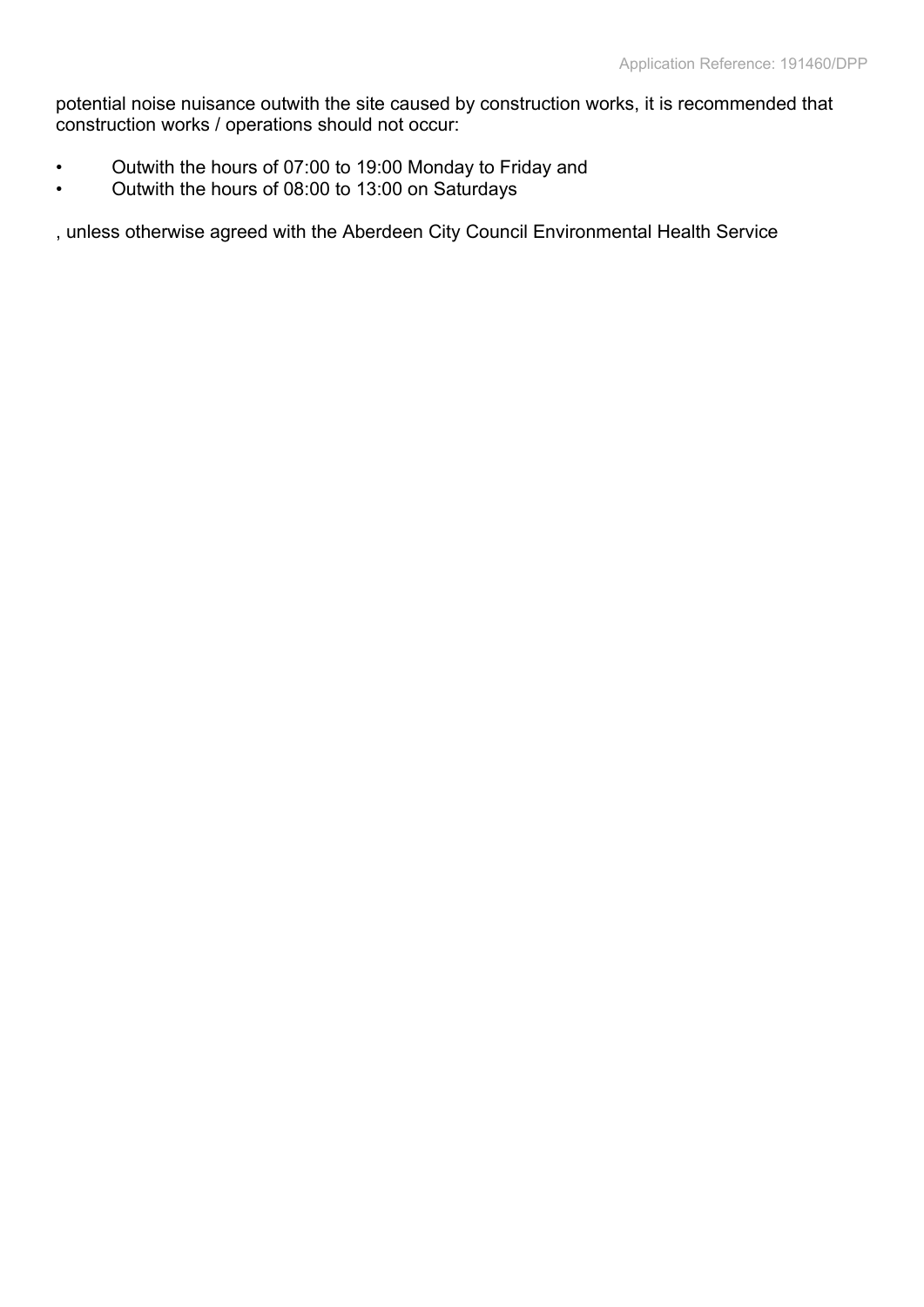potential noise nuisance outwith the site caused by construction works, it is recommended that construction works / operations should not occur:

- Outwith the hours of 07:00 to 19:00 Monday to Friday and
- Outwith the hours of 08:00 to 13:00 on Saturdays

, unless otherwise agreed with the Aberdeen City Council Environmental Health Service